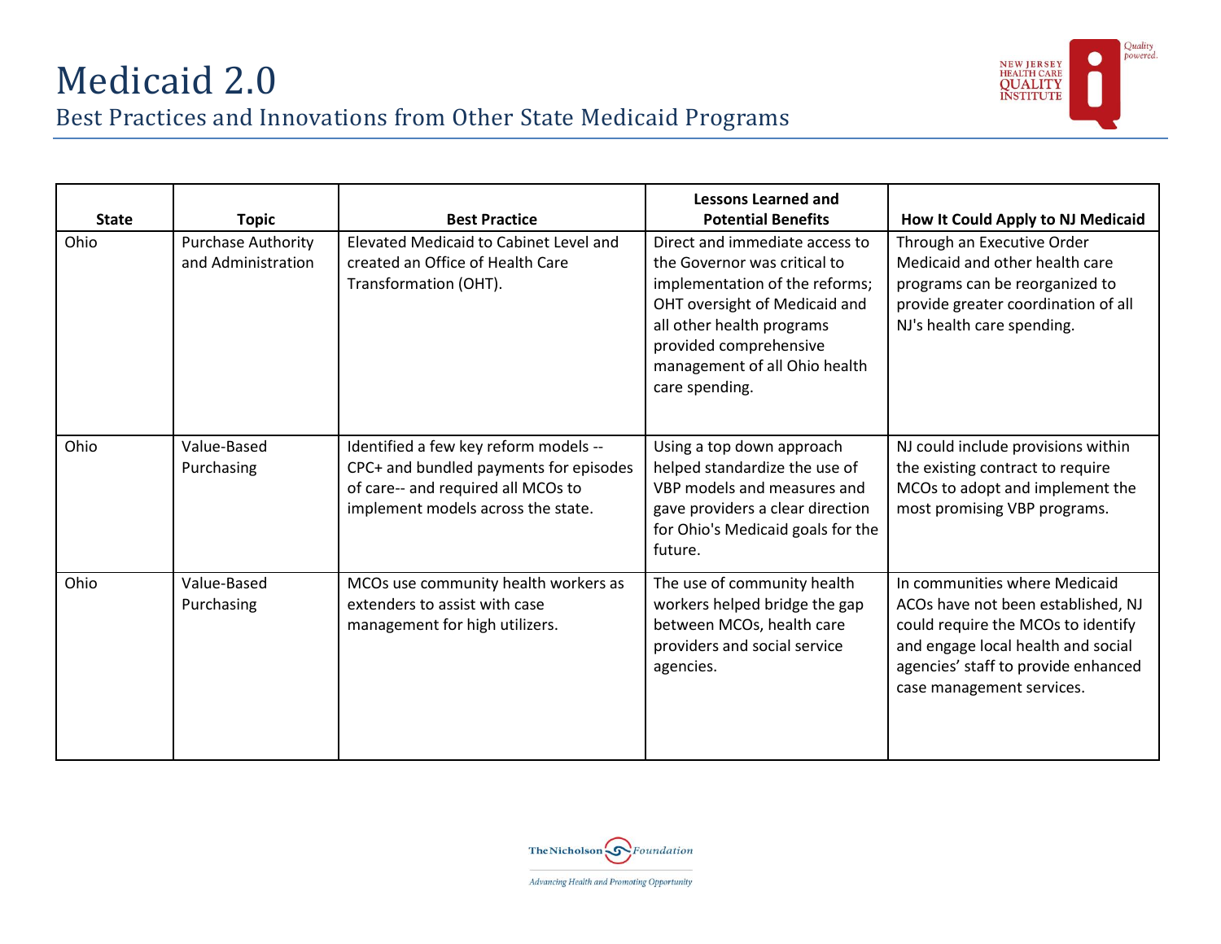# Medicaid 2.0

## Best Practices and Innovations from Other State Medicaid Programs

| State | Topic | Best Practice | Lessons Learned and Potential Benefits | How It Could Apply to NJ Medicaid |
|---|---|---|---|---|
| Ohio | Purchase Authority and Administration | Elevated Medicaid to Cabinet Level and created an Office of Health Care Transformation (OHT). | Direct and immediate access to the Governor was critical to implementation of the reforms; OHT oversight of Medicaid and all other health programs provided comprehensive management of all Ohio health care spending. | Through an Executive Order Medicaid and other health care programs can be reorganized to provide greater coordination of all NJ's health care spending. |
| Ohio | Value-Based Purchasing | Identified a few key reform models -- CPC+ and bundled payments for episodes of care-- and required all MCOs to implement models across the state. | Using a top down approach helped standardize the use of VBP models and measures and gave providers a clear direction for Ohio's Medicaid goals for the future. | NJ could include provisions within the existing contract to require MCOs to adopt and implement the most promising VBP programs. |
| Ohio | Value-Based Purchasing | MCOs use community health workers as extenders to assist with case management for high utilizers. | The use of community health workers helped bridge the gap between MCOs, health care providers and social service agencies. | In communities where Medicaid ACOs have not been established, NJ could require the MCOs to identify and engage local health and social agencies' staff to provide enhanced case management services. |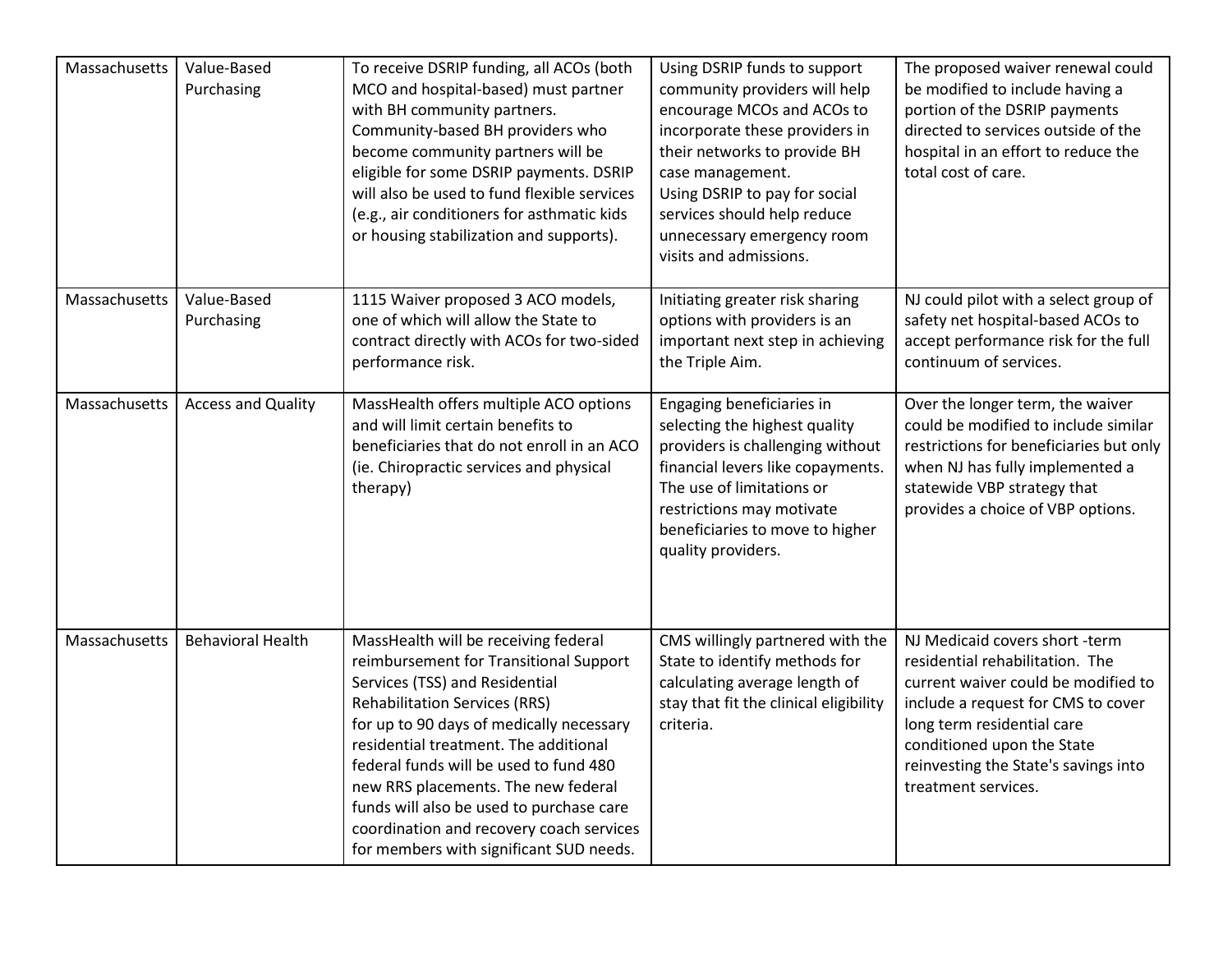| Massachusetts | Value-Based Purchasing | To receive DSRIP funding, all ACOs (both MCO and hospital-based) must partner with BH community partners. Community-based BH providers who become community partners will be eligible for some DSRIP payments. DSRIP will also be used to fund flexible services (e.g., air conditioners for asthmatic kids or housing stabilization and supports). | Using DSRIP funds to support community providers will help encourage MCOs and ACOs to incorporate these providers in their networks to provide BH case management. Using DSRIP to pay for social services should help reduce unnecessary emergency room visits and admissions. | The proposed waiver renewal could be modified to include having a portion of the DSRIP payments directed to services outside of the hospital in an effort to reduce the total cost of care. |
|---|---|---|---|---|
| Massachusetts | Value-Based Purchasing | 1115 Waiver proposed 3 ACO models, one of which will allow the State to contract directly with ACOs for two-sided performance risk. | Initiating greater risk sharing options with providers is an important next step in achieving the Triple Aim. | NJ could pilot with a select group of safety net hospital-based ACOs to accept performance risk for the full continuum of services. |
| Massachusetts | Access and Quality | MassHealth offers multiple ACO options and will limit certain benefits to beneficiaries that do not enroll in an ACO (ie. Chiropractic services and physical therapy) | Engaging beneficiaries in selecting the highest quality providers is challenging without financial levers like copayments. The use of limitations or restrictions may motivate beneficiaries to move to higher quality providers. | Over the longer term, the waiver could be modified to include similar restrictions for beneficiaries but only when NJ has fully implemented a statewide VBP strategy that provides a choice of VBP options. |
| Massachusetts | Behavioral Health | MassHealth will be receiving federal reimbursement for Transitional Support Services (TSS) and Residential Rehabilitation Services (RRS) for up to 90 days of medically necessary residential treatment. The additional federal funds will be used to fund 480 new RRS placements. The new federal funds will also be used to purchase care coordination and recovery coach services for members with significant SUD needs. | CMS willingly partnered with the State to identify methods for calculating average length of stay that fit the clinical eligibility criteria. | NJ Medicaid covers short -term residential rehabilitation. The current waiver could be modified to include a request for CMS to cover long term residential care conditioned upon the State reinvesting the State's savings into treatment services. |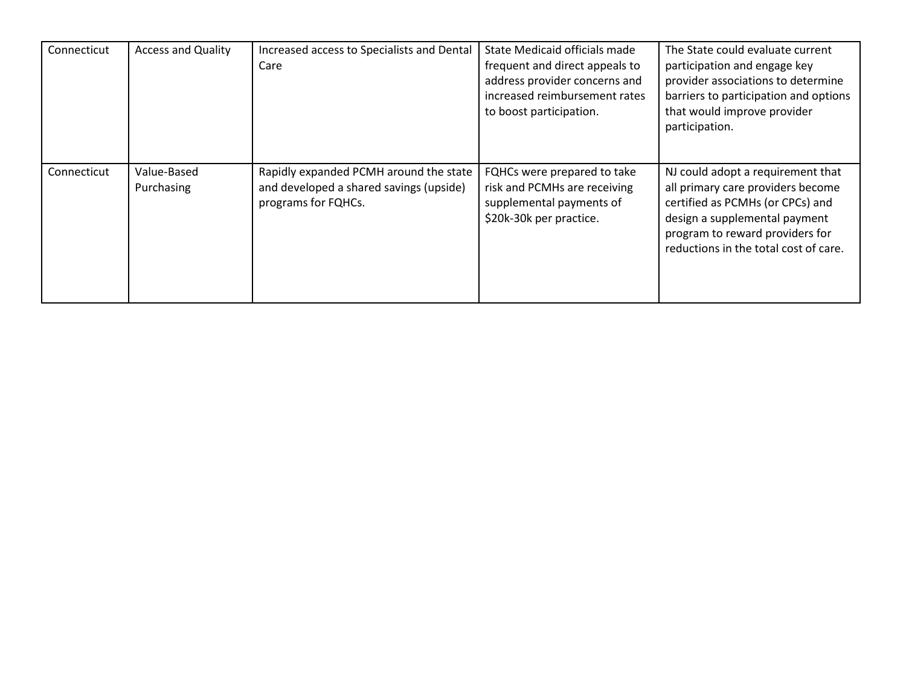| | | | | |
|---|---|---|---|---|
| Connecticut | Access and Quality | Increased access to Specialists and Dental Care | State Medicaid officials made frequent and direct appeals to address provider concerns and increased reimbursement rates to boost participation. | The State could evaluate current participation and engage key provider associations to determine barriers to participation and options that would improve provider participation. |
| Connecticut | Value-Based Purchasing | Rapidly expanded PCMH around the state and developed a shared savings (upside) programs for FQHCs. | FQHCs were prepared to take risk and PCMHs are receiving supplemental payments of $20k-30k per practice. | NJ could adopt a requirement that all primary care providers become certified as PCMHs (or CPCs) and design a supplemental payment program to reward providers for reductions in the total cost of care. |